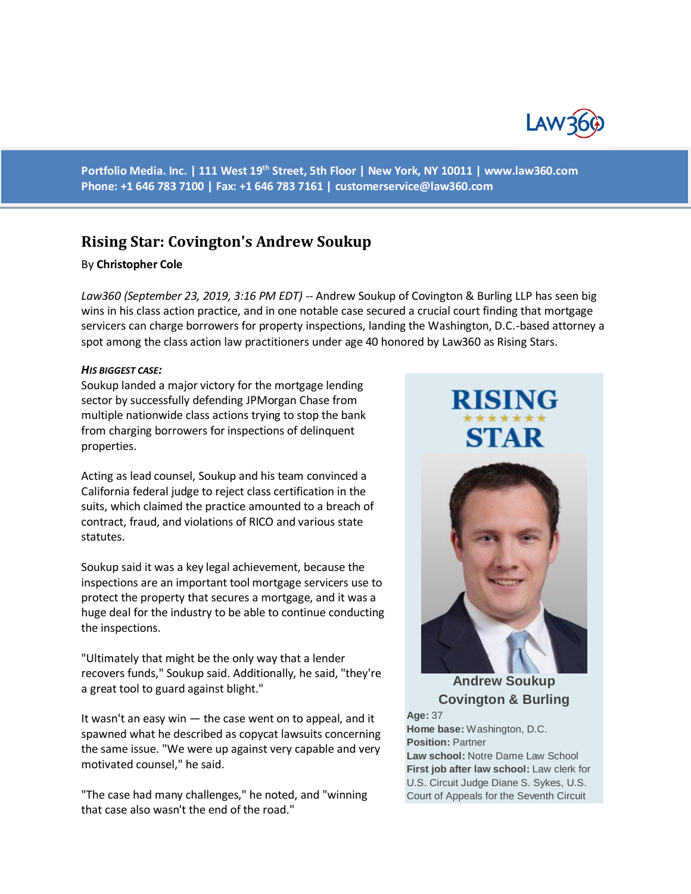Portfolio Media. Inc. | 111 West 19th Street, 5th Floor | New York, NY 10011 | www.law360.com
Phone: +1 646 783 7100 | Fax: +1 646 783 7161 | customerservice@law360.com

# Rising Star: Covington's Andrew Soukup

By **Christopher Cole**

*Law360 (September 23, 2019, 3:16 PM EDT)* -- Andrew Soukup of Covington & Burling LLP has seen big wins in his class action practice, and in one notable case secured a crucial court finding that mortgage servicers can charge borrowers for property inspections, landing the Washington, D.C.-based attorney a spot among the class action law practitioners under age 40 honored by Law360 as Rising Stars.

***His biggest case:***

Soukup landed a major victory for the mortgage lending sector by successfully defending JPMorgan Chase from multiple nationwide class actions trying to stop the bank from charging borrowers for inspections of delinquent properties.

Acting as lead counsel, Soukup and his team convinced a California federal judge to reject class certification in the suits, which claimed the practice amounted to a breach of contract, fraud, and violations of RICO and various state statutes.

Soukup said it was a key legal achievement, because the inspections are an important tool mortgage servicers use to protect the property that secures a mortgage, and it was a huge deal for the industry to be able to continue conducting the inspections.

"Ultimately that might be the only way that a lender recovers funds," Soukup said. Additionally, he said, "they're a great tool to guard against blight."

It wasn't an easy win — the case went on to appeal, and it spawned what he described as copycat lawsuits concerning the same issue. "We were up against very capable and very motivated counsel," he said.

"The case had many challenges," he noted, and "winning that case also wasn't the end of the road."

**RISING STAR**

**Andrew Soukup**
**Covington & Burling**

**Age:** 37
**Home base:** Washington, D.C.
**Position:** Partner
**Law school:** Notre Dame Law School
**First job after law school:** Law clerk for U.S. Circuit Judge Diane S. Sykes, U.S. Court of Appeals for the Seventh Circuit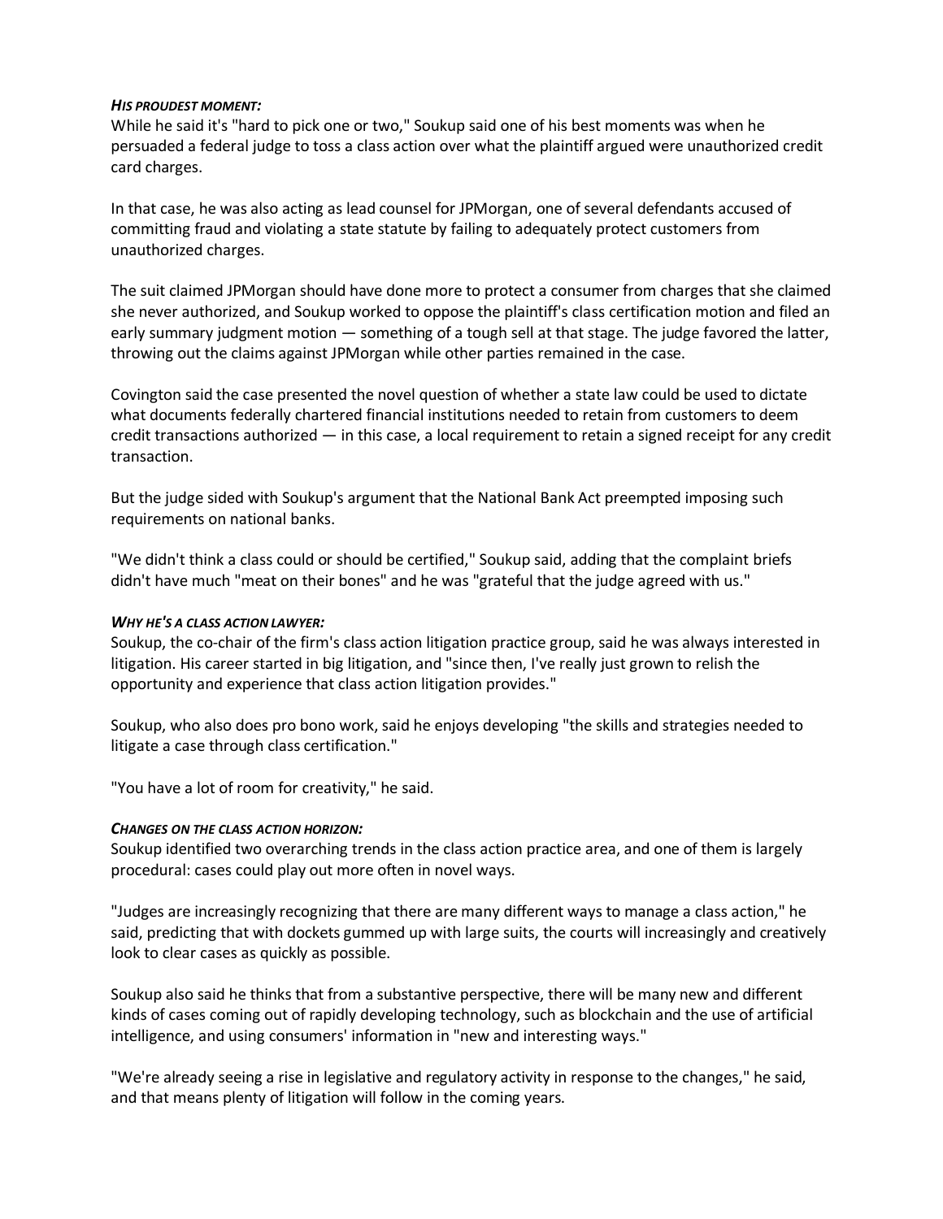***HIS PROUDEST MOMENT:***

While he said it's "hard to pick one or two," Soukup said one of his best moments was when he persuaded a federal judge to toss a class action over what the plaintiff argued were unauthorized credit card charges.

In that case, he was also acting as lead counsel for JPMorgan, one of several defendants accused of committing fraud and violating a state statute by failing to adequately protect customers from unauthorized charges.

The suit claimed JPMorgan should have done more to protect a consumer from charges that she claimed she never authorized, and Soukup worked to oppose the plaintiff's class certification motion and filed an early summary judgment motion — something of a tough sell at that stage. The judge favored the latter, throwing out the claims against JPMorgan while other parties remained in the case.

Covington said the case presented the novel question of whether a state law could be used to dictate what documents federally chartered financial institutions needed to retain from customers to deem credit transactions authorized — in this case, a local requirement to retain a signed receipt for any credit transaction.

But the judge sided with Soukup's argument that the National Bank Act preempted imposing such requirements on national banks.

"We didn't think a class could or should be certified," Soukup said, adding that the complaint briefs didn't have much "meat on their bones" and he was "grateful that the judge agreed with us."

***WHY HE'S A CLASS ACTION LAWYER:***

Soukup, the co-chair of the firm's class action litigation practice group, said he was always interested in litigation. His career started in big litigation, and "since then, I've really just grown to relish the opportunity and experience that class action litigation provides."

Soukup, who also does pro bono work, said he enjoys developing "the skills and strategies needed to litigate a case through class certification."

"You have a lot of room for creativity," he said.

***CHANGES ON THE CLASS ACTION HORIZON:***

Soukup identified two overarching trends in the class action practice area, and one of them is largely procedural: cases could play out more often in novel ways.

"Judges are increasingly recognizing that there are many different ways to manage a class action," he said, predicting that with dockets gummed up with large suits, the courts will increasingly and creatively look to clear cases as quickly as possible.

Soukup also said he thinks that from a substantive perspective, there will be many new and different kinds of cases coming out of rapidly developing technology, such as blockchain and the use of artificial intelligence, and using consumers' information in "new and interesting ways."

"We're already seeing a rise in legislative and regulatory activity in response to the changes," he said, and that means plenty of litigation will follow in the coming years.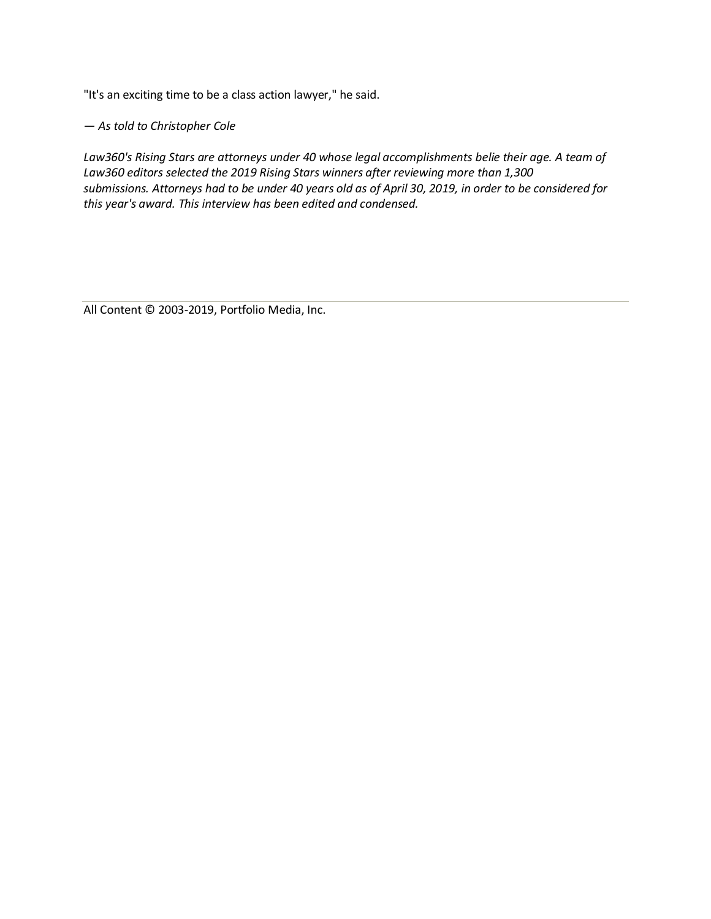"It's an exciting time to be a class action lawyer," he said.

*— As told to Christopher Cole*

*Law360's Rising Stars are attorneys under 40 whose legal accomplishments belie their age. A team of Law360 editors selected the 2019 Rising Stars winners after reviewing more than 1,300 submissions. Attorneys had to be under 40 years old as of April 30, 2019, in order to be considered for this year's award. This interview has been edited and condensed.*

---

All Content © 2003-2019, Portfolio Media, Inc.